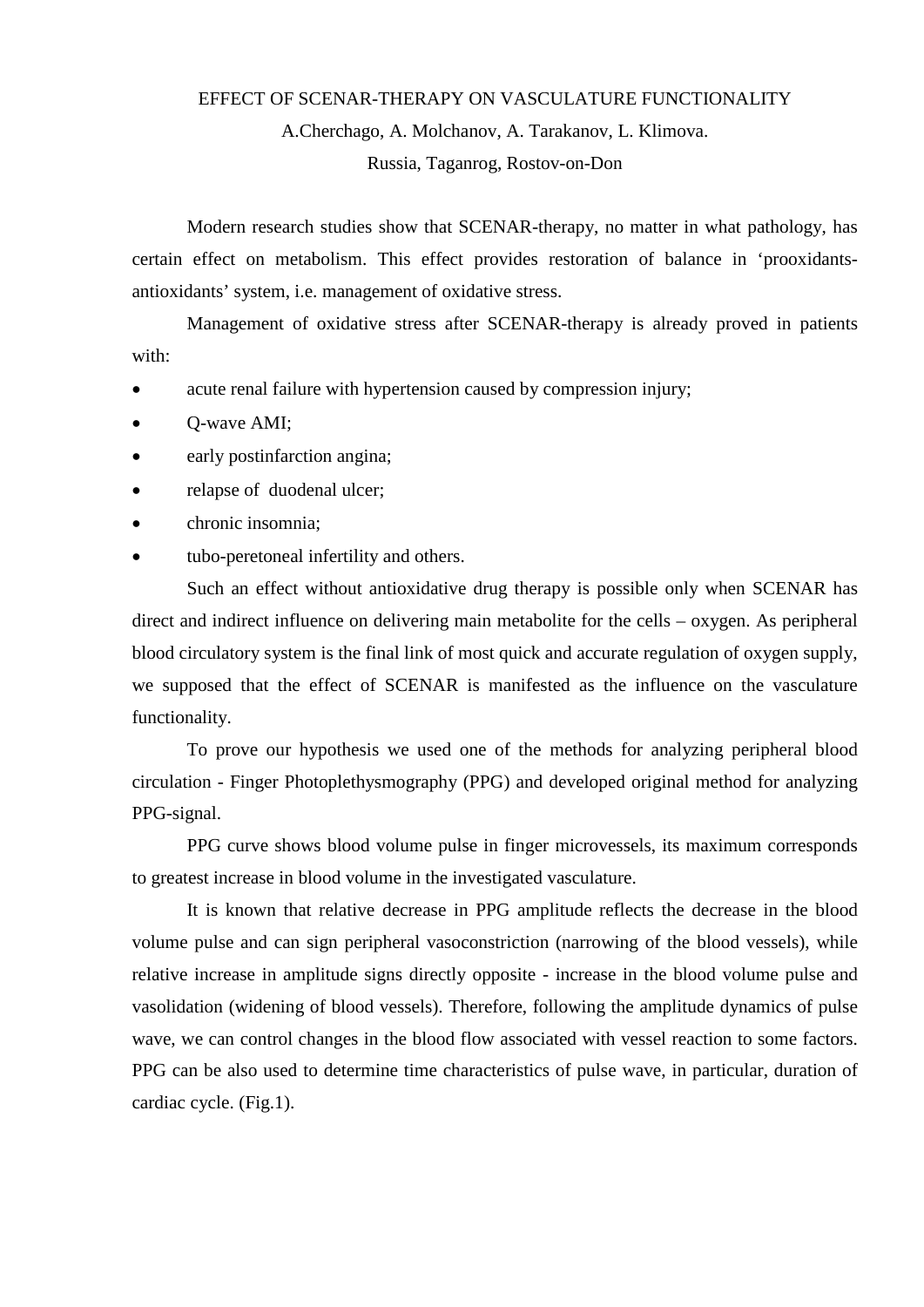# EFFECT OF SCENAR-THERAPY ON VASCULATURE FUNCTIONALITY

A.Cherchago, A. Molchanov, A. Tarakanov, L. Klimova.

Russia, Taganrog, Rostov-on-Don

Modern research studies show that SCENAR-therapy, no matter in what pathology, has certain effect on metabolism. This effect provides restoration of balance in 'prooxidants-antioxidants' system, i.e. management of oxidative stress.

Management of oxidative stress after SCENAR-therapy is already proved in patients with:

- acute renal failure with hypertension caused by compression injury;
- Q-wave AMI;
- early postinfarction angina;
- relapse of duodenal ulcer;
- chronic insomnia;
- tubo-peretoneal infertility and others.

Such an effect without antioxidative drug therapy is possible only when SCENAR has direct and indirect influence on delivering main metabolite for the cells – oxygen. As peripheral blood circulatory system is the final link of most quick and accurate regulation of oxygen supply, we supposed that the effect of SCENAR is manifested as the influence on the vasculature functionality.

To prove our hypothesis we used one of the methods for analyzing peripheral blood circulation - Finger Photoplethysmography (PPG) and developed original method for analyzing PPG-signal.

PPG curve shows blood volume pulse in finger microvessels, its maximum corresponds to greatest increase in blood volume in the investigated vasculature.

It is known that relative decrease in PPG amplitude reflects the decrease in the blood volume pulse and can sign peripheral vasoconstriction (narrowing of the blood vessels), while relative increase in amplitude signs directly opposite - increase in the blood volume pulse and vasolidation (widening of blood vessels). Therefore, following the amplitude dynamics of pulse wave, we can control changes in the blood flow associated with vessel reaction to some factors. PPG can be also used to determine time characteristics of pulse wave, in particular, duration of cardiac cycle. (Fig.1).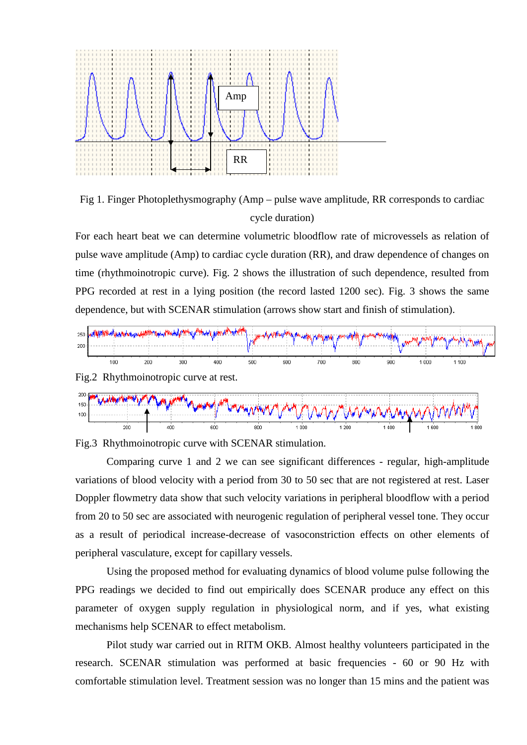Fig 1. Finger Photoplethysmography (Amp – pulse wave amplitude, RR corresponds to cardiac cycle duration)

For each heart beat we can determine volumetric bloodflow rate of microvessels as relation of pulse wave amplitude (Amp) to cardiac cycle duration (RR), and draw dependence of changes on time (rhythmoinotropic curve). Fig. 2 shows the illustration of such dependence, resulted from PPG recorded at rest in a lying position (the record lasted 1200 sec). Fig. 3 shows the same dependence, but with SCENAR stimulation (arrows show start and finish of stimulation).

Fig.2 Rhythmoinotropic curve at rest.

Fig.3 Rhythmoinotropic curve with SCENAR stimulation.

Comparing curve 1 and 2 we can see significant differences - regular, high-amplitude variations of blood velocity with a period from 30 to 50 sec that are not registered at rest. Laser Doppler flowmetry data show that such velocity variations in peripheral bloodflow with a period from 20 to 50 sec are associated with neurogenic regulation of peripheral vessel tone. They occur as a result of periodical increase-decrease of vasoconstriction effects on other elements of peripheral vasculature, except for capillary vessels.

Using the proposed method for evaluating dynamics of blood volume pulse following the PPG readings we decided to find out empirically does SCENAR produce any effect on this parameter of oxygen supply regulation in physiological norm, and if yes, what existing mechanisms help SCENAR to effect metabolism.

Pilot study war carried out in RITM OKB. Almost healthy volunteers participated in the research. SCENAR stimulation was performed at basic frequencies - 60 or 90 Hz with comfortable stimulation level. Treatment session was no longer than 15 mins and the patient was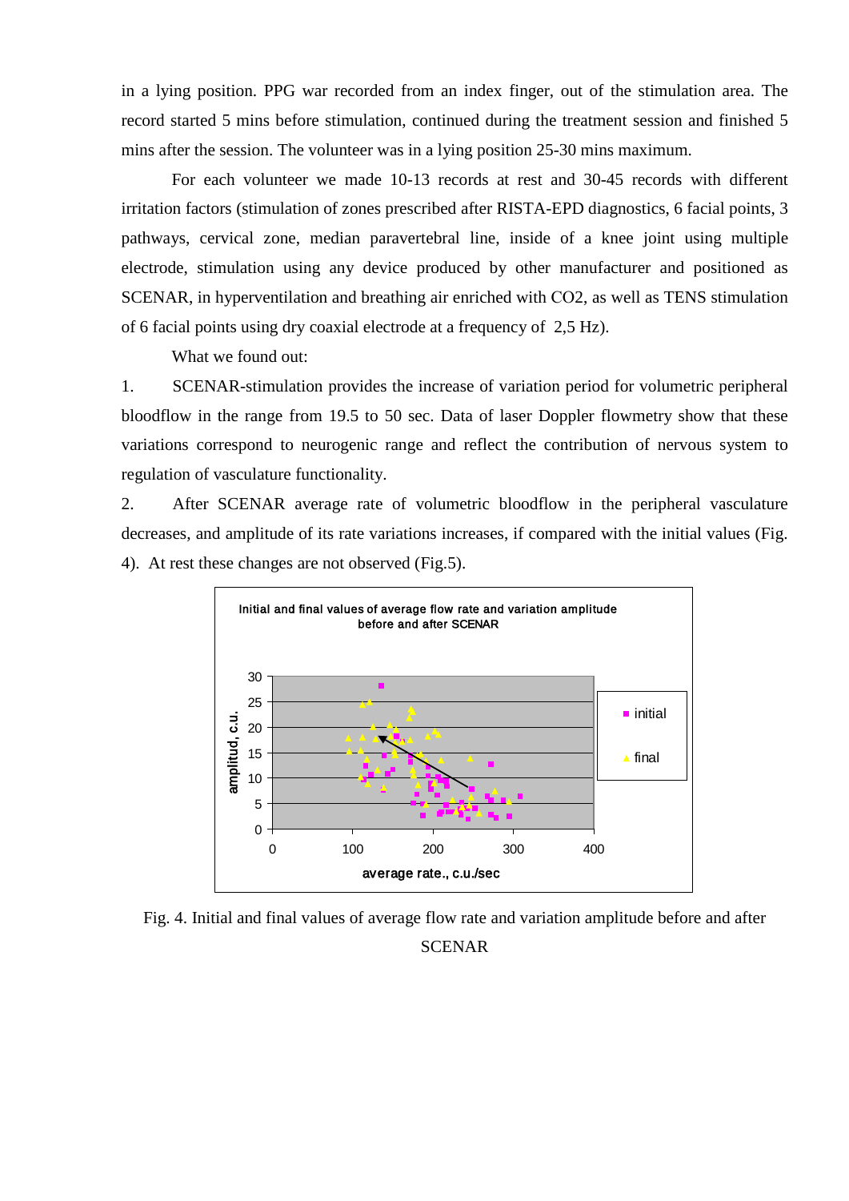in a lying position. PPG war recorded from an index finger, out of the stimulation area. The record started 5 mins before stimulation, continued during the treatment session and finished 5 mins after the session. The volunteer was in a lying position 25-30 mins maximum.

For each volunteer we made 10-13 records at rest and 30-45 records with different irritation factors (stimulation of zones prescribed after RISTA-EPD diagnostics, 6 facial points, 3 pathways, cervical zone, median paravertebral line, inside of a knee joint using multiple electrode, stimulation using any device produced by other manufacturer and positioned as SCENAR, in hyperventilation and breathing air enriched with $CO_2$, as well as TENS stimulation of 6 facial points using dry coaxial electrode at a frequency of 2,5 Hz).

What we found out:

1. SCENAR-stimulation provides the increase of variation period for volumetric peripheral bloodflow in the range from 19.5 to 50 sec. Data of laser Doppler flowmetry show that these variations correspond to neurogenic range and reflect the contribution of nervous system to regulation of vasculature functionality.

2. After SCENAR average rate of volumetric bloodflow in the peripheral vasculature decreases, and amplitude of its rate variations increases, if compared with the initial values (Fig. 4). At rest these changes are not observed (Fig.5).

Fig. 4. Initial and final values of average flow rate and variation amplitude before and after SCENAR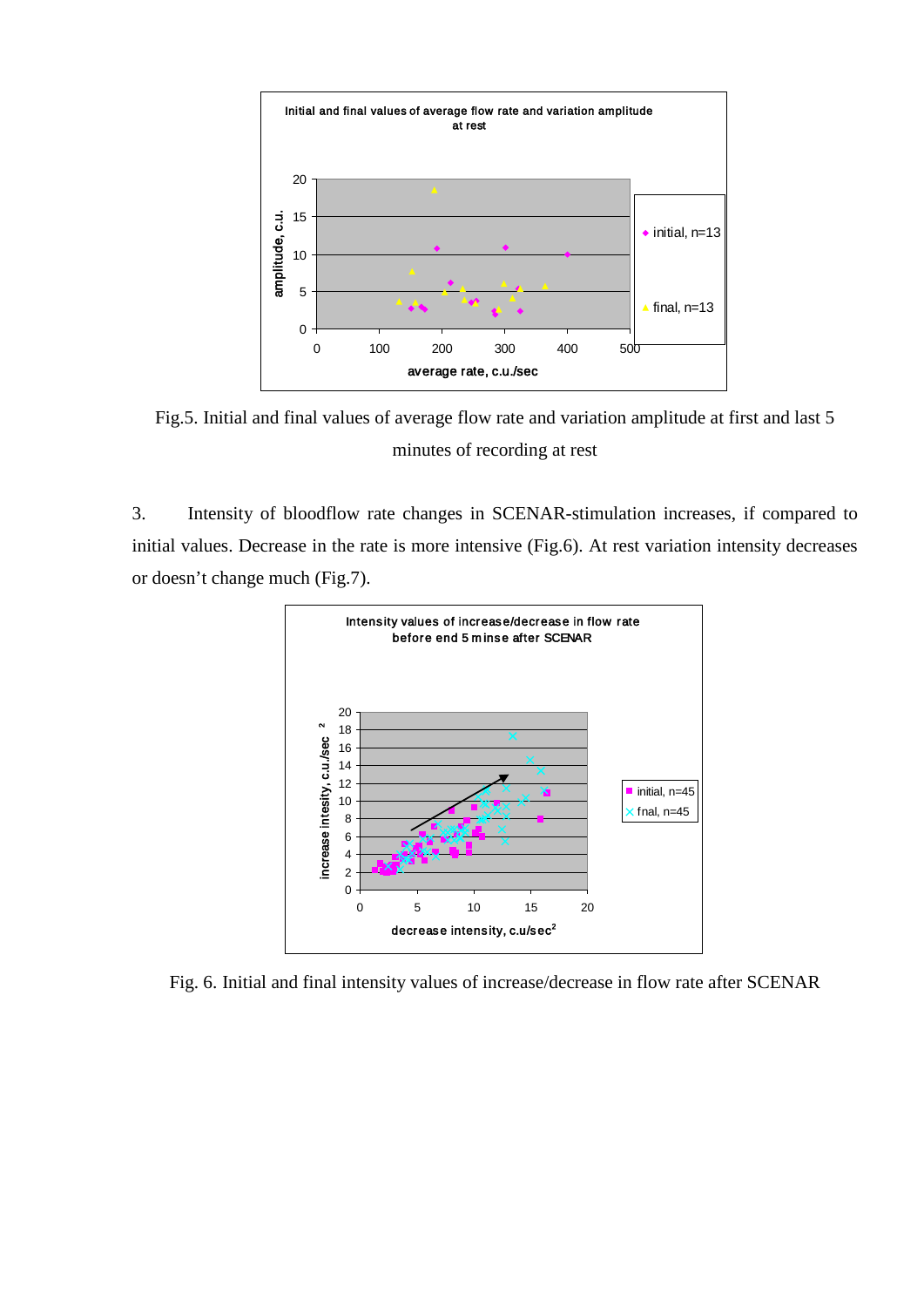Fig.5. Initial and final values of average flow rate and variation amplitude at first and last 5 minutes of recording at rest

3. Intensity of bloodflow rate changes in SCENAR-stimulation increases, if compared to initial values. Decrease in the rate is more intensive (Fig.6). At rest variation intensity decreases or doesn't change much (Fig.7).

Fig. 6. Initial and final intensity values of increase/decrease in flow rate after SCENAR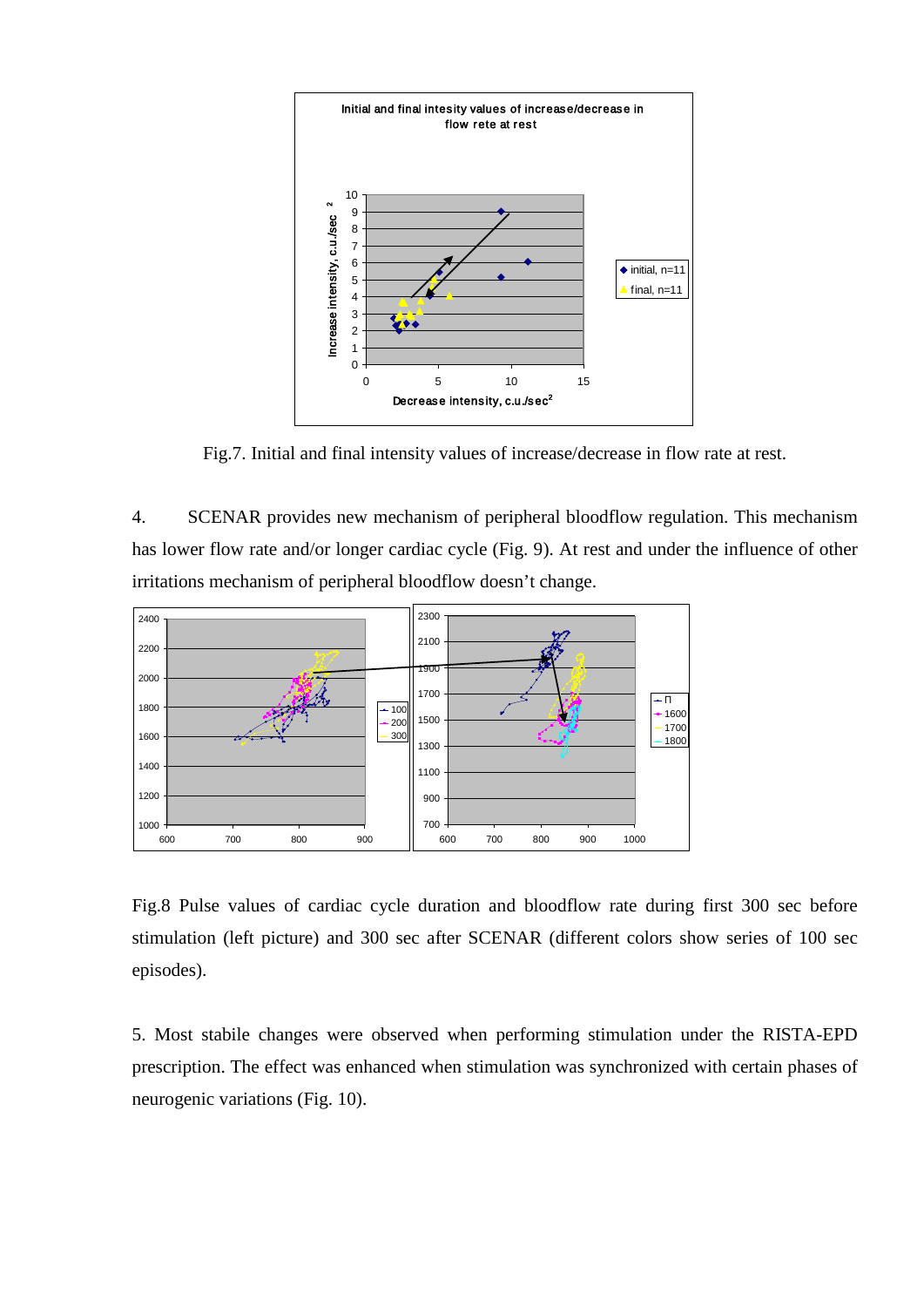Fig.7. Initial and final intensity values of increase/decrease in flow rate at rest.

4. SCENAR provides new mechanism of peripheral bloodflow regulation. This mechanism has lower flow rate and/or longer cardiac cycle (Fig. 9). At rest and under the influence of other irritations mechanism of peripheral bloodflow doesn't change.

Fig.8 Pulse values of cardiac cycle duration and bloodflow rate during first 300 sec before stimulation (left picture) and 300 sec after SCENAR (different colors show series of 100 sec episodes).

5. Most stabile changes were observed when performing stimulation under the RISTA-EPD prescription. The effect was enhanced when stimulation was synchronized with certain phases of neurogenic variations (Fig. 10).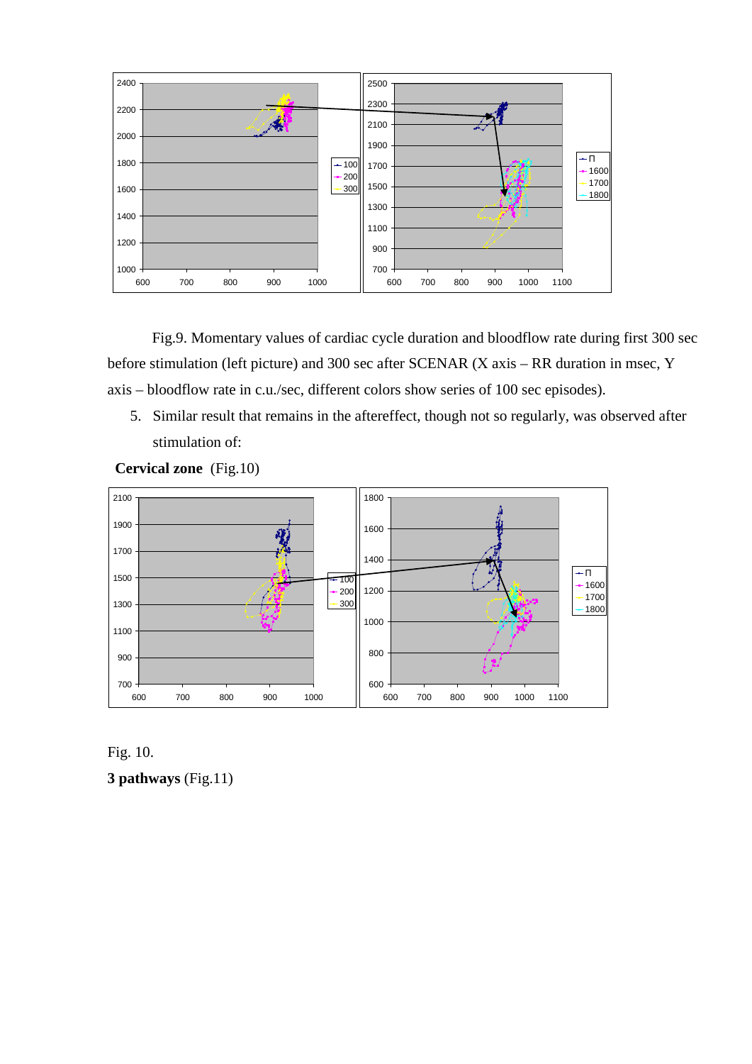Fig.9. Momentary values of cardiac cycle duration and bloodflow rate during first 300 sec before stimulation (left picture) and 300 sec after SCENAR (X axis – RR duration in msec, Y axis – bloodflow rate in c.u./sec, different colors show series of 100 sec episodes).

5. Similar result that remains in the aftereffect, though not so regularly, was observed after stimulation of:

**Cervical zone** (Fig.10)

Fig. 10.

**3 pathways** (Fig.11)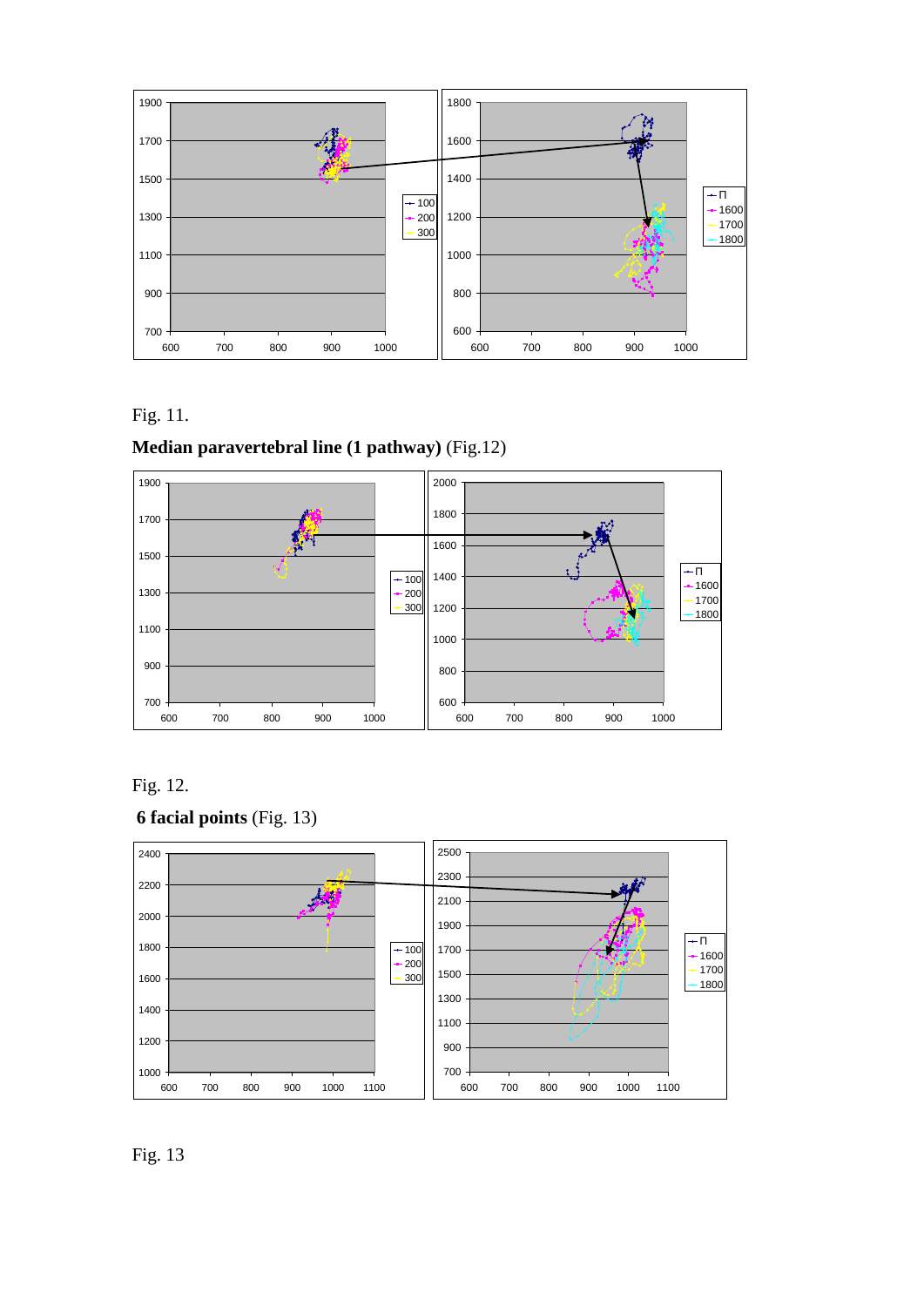Fig. 11.

**Median paravertebral line (1 pathway)** (Fig.12)

Fig. 12.

**6 facial points** (Fig. 13)

Fig. 13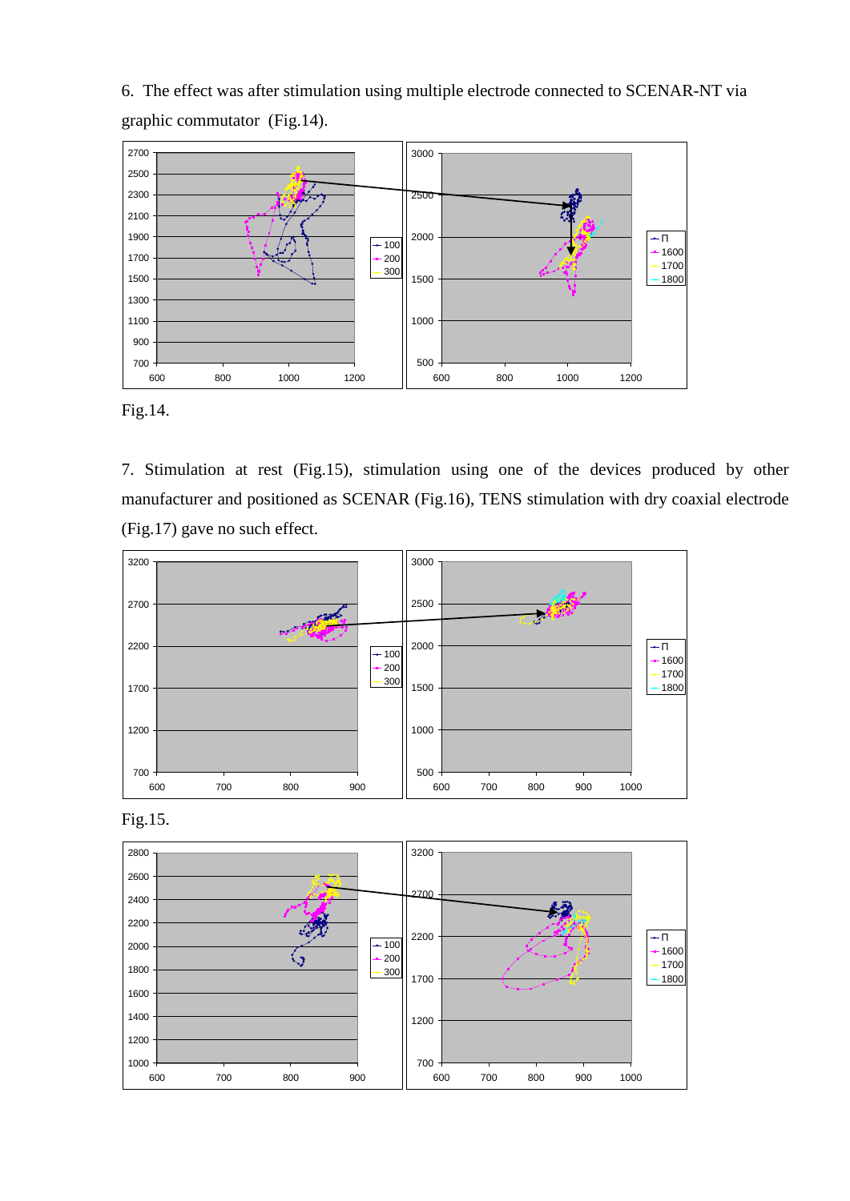6. The effect was after stimulation using multiple electrode connected to SCENAR-NT via graphic commutator (Fig.14).

Fig.14.

7. Stimulation at rest (Fig.15), stimulation using one of the devices produced by other manufacturer and positioned as SCENAR (Fig.16), TENS stimulation with dry coaxial electrode (Fig.17) gave no such effect.

Fig.15.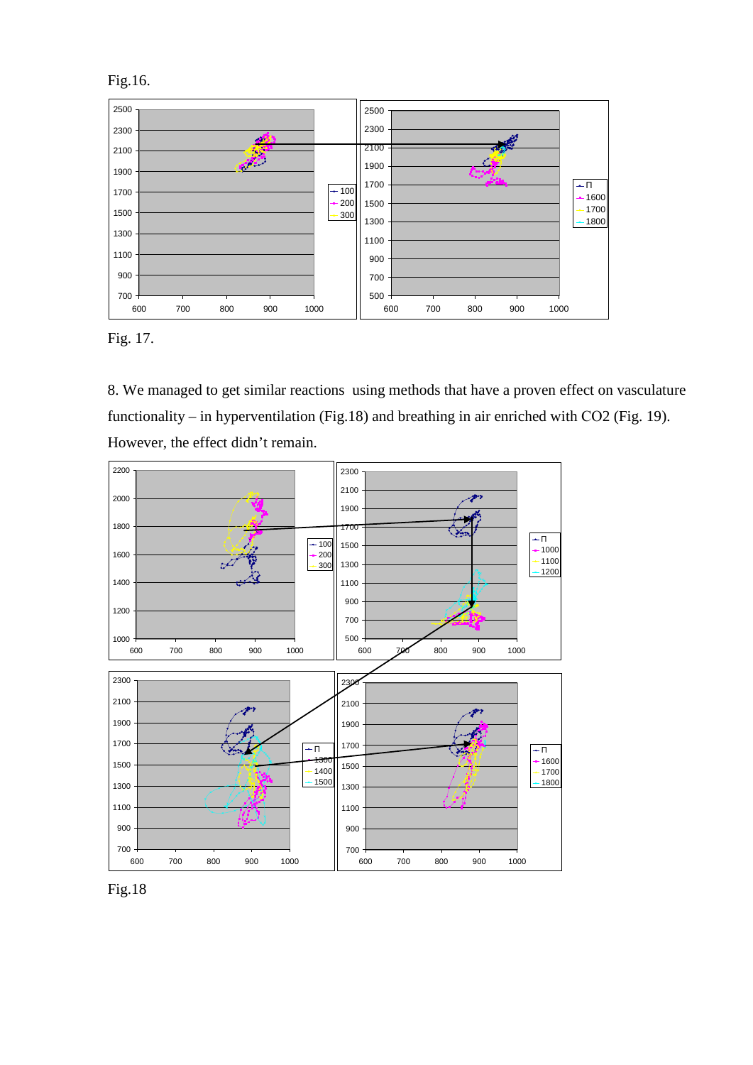Fig.16.

Fig. 17.

8. We managed to get similar reactions using methods that have a proven effect on vasculature functionality – in hyperventilation (Fig.18) and breathing in air enriched with $CO_2$ (Fig. 19). However, the effect didn't remain.

Fig.18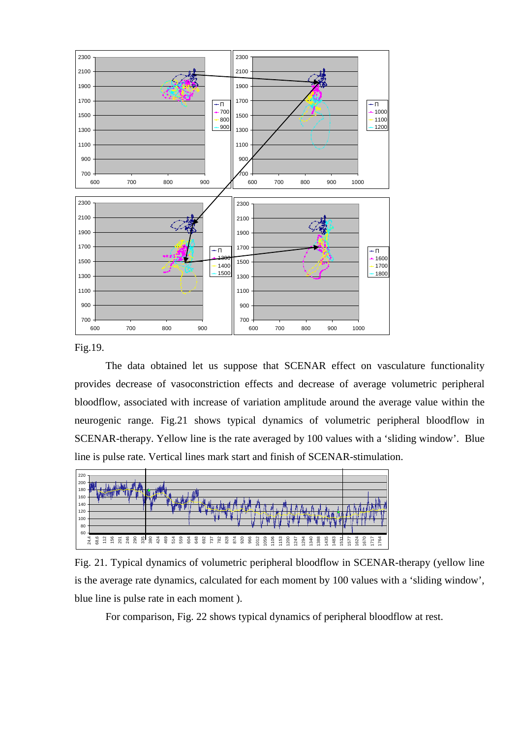Fig.19.

The data obtained let us suppose that SCENAR effect on vasculature functionality provides decrease of vasoconstriction effects and decrease of average volumetric peripheral bloodflow, associated with increase of variation amplitude around the average value within the neurogenic range. Fig.21 shows typical dynamics of volumetric peripheral bloodflow in SCENAR-therapy. Yellow line is the rate averaged by 100 values with a 'sliding window'. Blue line is pulse rate. Vertical lines mark start and finish of SCENAR-stimulation.

Fig. 21. Typical dynamics of volumetric peripheral bloodflow in SCENAR-therapy (yellow line is the average rate dynamics, calculated for each moment by 100 values with a 'sliding window', blue line is pulse rate in each moment ).

For comparison, Fig. 22 shows typical dynamics of peripheral bloodflow at rest.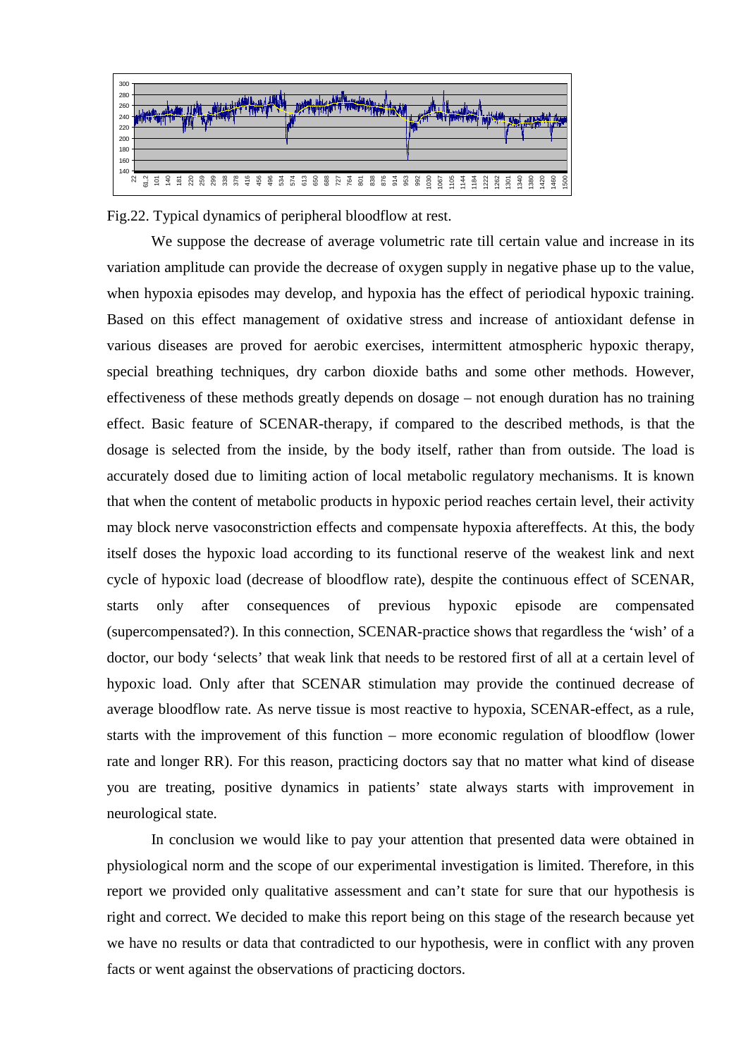300
280
260
240
220
200
180
160
140

22 61.2 101 140 181 220 259 299 338 378 416 456 496 534 574 613 650 688 727 764 801 838 876 914 953 992 1030 1067 1105 1144 1184 1222 1262 1301 1340 1380 1420 1460 1500

Fig.22. Typical dynamics of peripheral bloodflow at rest.

We suppose the decrease of average volumetric rate till certain value and increase in its variation amplitude can provide the decrease of oxygen supply in negative phase up to the value, when hypoxia episodes may develop, and hypoxia has the effect of periodical hypoxic training. Based on this effect management of oxidative stress and increase of antioxidant defense in various diseases are proved for aerobic exercises, intermittent atmospheric hypoxic therapy, special breathing techniques, dry carbon dioxide baths and some other methods. However, effectiveness of these methods greatly depends on dosage – not enough duration has no training effect. Basic feature of SCENAR-therapy, if compared to the described methods, is that the dosage is selected from the inside, by the body itself, rather than from outside. The load is accurately dosed due to limiting action of local metabolic regulatory mechanisms. It is known that when the content of metabolic products in hypoxic period reaches certain level, their activity may block nerve vasoconstriction effects and compensate hypoxia aftereffects. At this, the body itself doses the hypoxic load according to its functional reserve of the weakest link and next cycle of hypoxic load (decrease of bloodflow rate), despite the continuous effect of SCENAR, starts only after consequences of previous hypoxic episode are compensated (supercompensated?). In this connection, SCENAR-practice shows that regardless the 'wish' of a doctor, our body 'selects' that weak link that needs to be restored first of all at a certain level of hypoxic load. Only after that SCENAR stimulation may provide the continued decrease of average bloodflow rate. As nerve tissue is most reactive to hypoxia, SCENAR-effect, as a rule, starts with the improvement of this function – more economic regulation of bloodflow (lower rate and longer RR). For this reason, practicing doctors say that no matter what kind of disease you are treating, positive dynamics in patients' state always starts with improvement in neurological state.

In conclusion we would like to pay your attention that presented data were obtained in physiological norm and the scope of our experimental investigation is limited. Therefore, in this report we provided only qualitative assessment and can't state for sure that our hypothesis is right and correct. We decided to make this report being on this stage of the research because yet we have no results or data that contradicted to our hypothesis, were in conflict with any proven facts or went against the observations of practicing doctors.